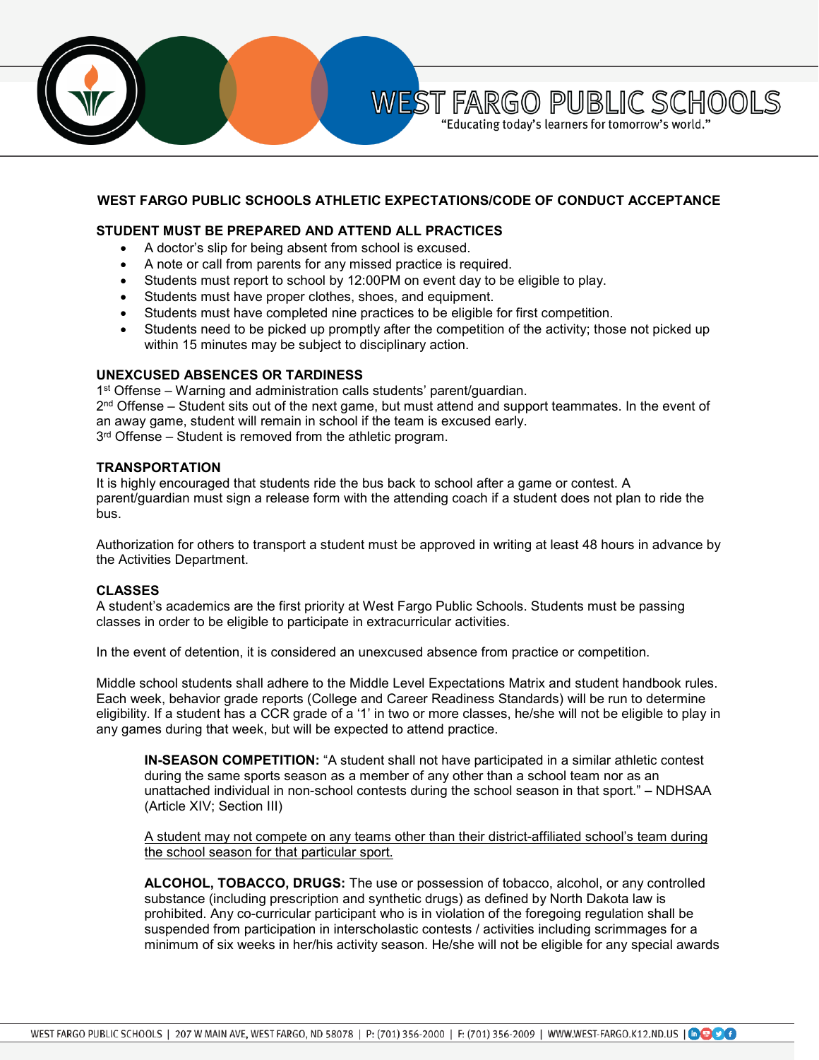# WEST FARGO PUBLIC SCHOOLS ATHLETIC EXPECTATIONS/CODE OF CONDUCT ACCEPTANCE

## STUDENT MUST BE PREPARED AND ATTEND ALL PRACTICES

- A doctor's slip for being absent from school is excused.
- A note or call from parents for any missed practice is required.
- Students must report to school by 12:00PM on event day to be eligible to play.
- Students must have proper clothes, shoes, and equipment.
- Students must have completed nine practices to be eligible for first competition.
- Students need to be picked up promptly after the competition of the activity; those not picked up within 15 minutes may be subject to disciplinary action.

## UNEXCUSED ABSENCES OR TARDINESS

1st Offense – Warning and administration calls students' parent/guardian.
2nd Offense – Student sits out of the next game, but must attend and support teammates. In the event of an away game, student will remain in school if the team is excused early.
3rd Offense – Student is removed from the athletic program.

## TRANSPORTATION

It is highly encouraged that students ride the bus back to school after a game or contest. A parent/guardian must sign a release form with the attending coach if a student does not plan to ride the bus.

Authorization for others to transport a student must be approved in writing at least 48 hours in advance by the Activities Department.

## CLASSES

A student's academics are the first priority at West Fargo Public Schools. Students must be passing classes in order to be eligible to participate in extracurricular activities.

In the event of detention, it is considered an unexcused absence from practice or competition.

Middle school students shall adhere to the Middle Level Expectations Matrix and student handbook rules. Each week, behavior grade reports (College and Career Readiness Standards) will be run to determine eligibility. If a student has a CCR grade of a '1' in two or more classes, he/she will not be eligible to play in any games during that week, but will be expected to attend practice.

**IN-SEASON COMPETITION:** "A student shall not have participated in a similar athletic contest during the same sports season as a member of any other than a school team nor as an unattached individual in non-school contests during the school season in that sport." **–** NDHSAA (Article XIV; Section III)

<u>A student may not compete on any teams other than their district-affiliated school's team during the school season for that particular sport.</u>

**ALCOHOL, TOBACCO, DRUGS:** The use or possession of tobacco, alcohol, or any controlled substance (including prescription and synthetic drugs) as defined by North Dakota law is prohibited. Any co-curricular participant who is in violation of the foregoing regulation shall be suspended from participation in interscholastic contests / activities including scrimmages for a minimum of six weeks in her/his activity season. He/she will not be eligible for any special awards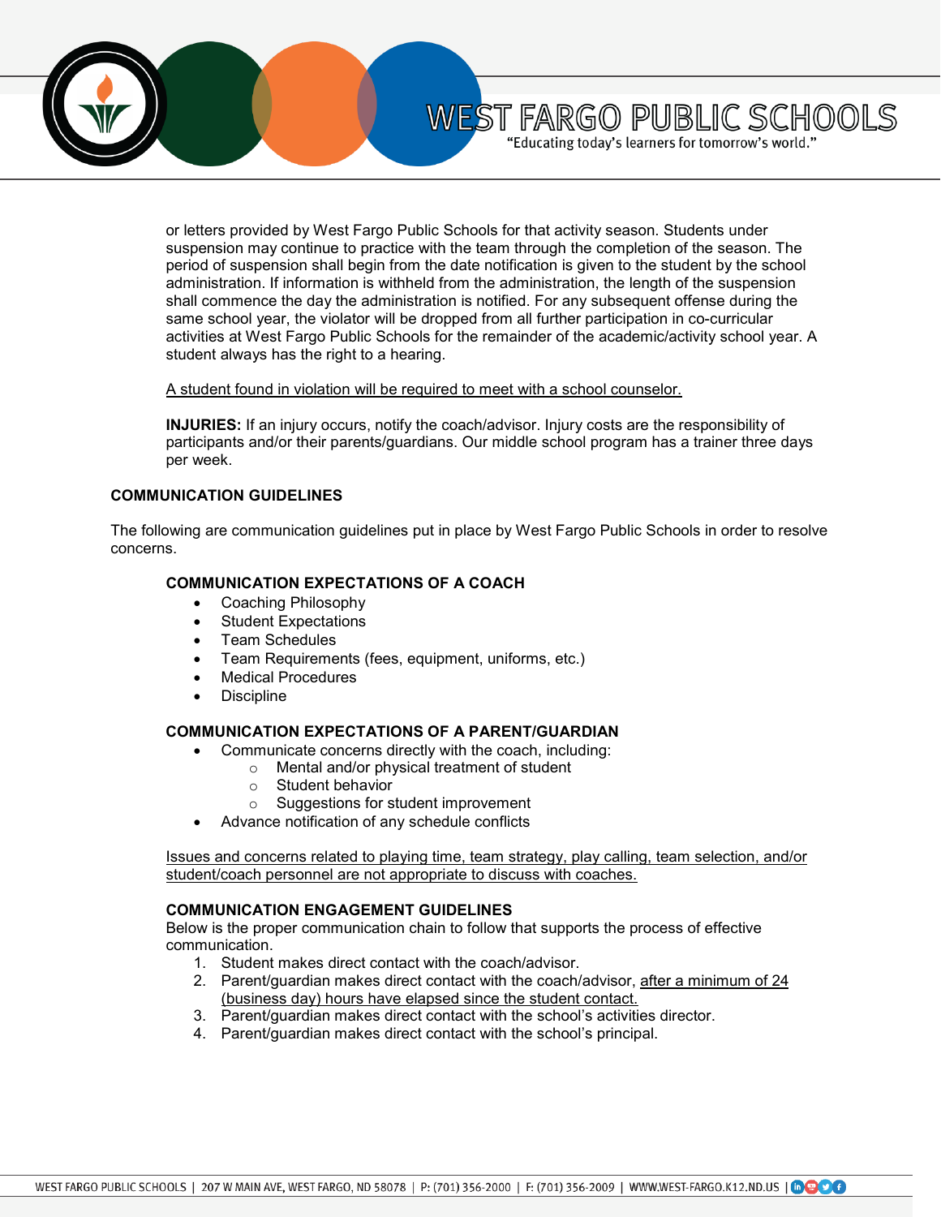or letters provided by West Fargo Public Schools for that activity season. Students under suspension may continue to practice with the team through the completion of the season. The period of suspension shall begin from the date notification is given to the student by the school administration. If information is withheld from the administration, the length of the suspension shall commence the day the administration is notified. For any subsequent offense during the same school year, the violator will be dropped from all further participation in co-curricular activities at West Fargo Public Schools for the remainder of the academic/activity school year. A student always has the right to a hearing.

<u>A student found in violation will be required to meet with a school counselor.</u>

**INJURIES:** If an injury occurs, notify the coach/advisor. Injury costs are the responsibility of participants and/or their parents/guardians. Our middle school program has a trainer three days per week.

## COMMUNICATION GUIDELINES

The following are communication guidelines put in place by West Fargo Public Schools in order to resolve concerns.

### COMMUNICATION EXPECTATIONS OF A COACH

- Coaching Philosophy
- Student Expectations
- Team Schedules
- Team Requirements (fees, equipment, uniforms, etc.)
- Medical Procedures
- Discipline

### COMMUNICATION EXPECTATIONS OF A PARENT/GUARDIAN

- Communicate concerns directly with the coach, including:
  - Mental and/or physical treatment of student
  - Student behavior
  - Suggestions for student improvement
- Advance notification of any schedule conflicts

<u>Issues and concerns related to playing time, team strategy, play calling, team selection, and/or student/coach personnel are not appropriate to discuss with coaches.</u>

### COMMUNICATION ENGAGEMENT GUIDELINES

Below is the proper communication chain to follow that supports the process of effective communication.

1. Student makes direct contact with the coach/advisor.
2. Parent/guardian makes direct contact with the coach/advisor, <u>after a minimum of 24 (business day) hours have elapsed since the student contact.</u>
3. Parent/guardian makes direct contact with the school's activities director.
4. Parent/guardian makes direct contact with the school's principal.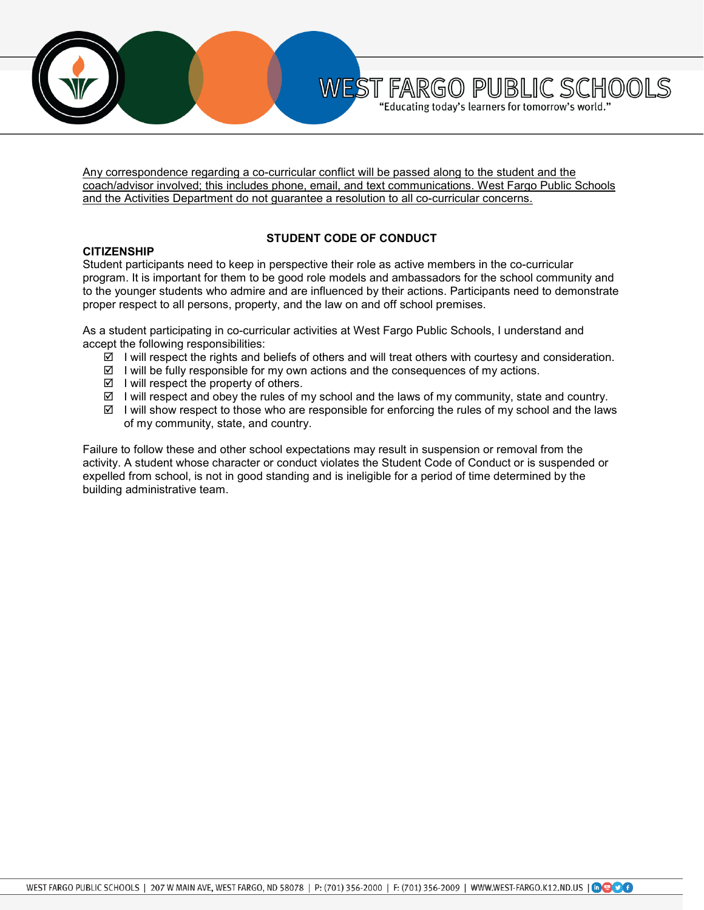Any correspondence regarding a co-curricular conflict will be passed along to the student and the coach/advisor involved; this includes phone, email, and text communications. West Fargo Public Schools and the Activities Department do not guarantee a resolution to all co-curricular concerns.

## STUDENT CODE OF CONDUCT

**CITIZENSHIP**

Student participants need to keep in perspective their role as active members in the co-curricular program. It is important for them to be good role models and ambassadors for the school community and to the younger students who admire and are influenced by their actions. Participants need to demonstrate proper respect to all persons, property, and the law on and off school premises.

As a student participating in co-curricular activities at West Fargo Public Schools, I understand and accept the following responsibilities:

- ☑ I will respect the rights and beliefs of others and will treat others with courtesy and consideration.
- ☑ I will be fully responsible for my own actions and the consequences of my actions.
- ☑ I will respect the property of others.
- ☑ I will respect and obey the rules of my school and the laws of my community, state and country.
- ☑ I will show respect to those who are responsible for enforcing the rules of my school and the laws of my community, state, and country.

Failure to follow these and other school expectations may result in suspension or removal from the activity. A student whose character or conduct violates the Student Code of Conduct or is suspended or expelled from school, is not in good standing and is ineligible for a period of time determined by the building administrative team.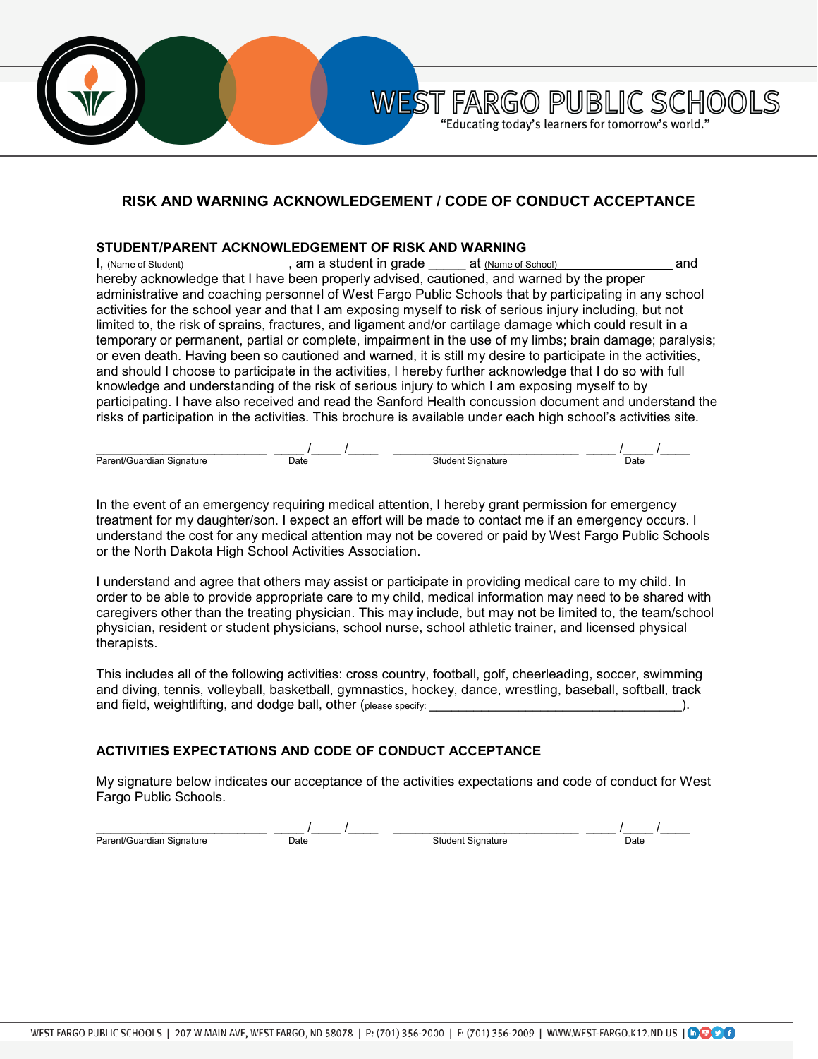# RISK AND WARNING ACKNOWLEDGEMENT / CODE OF CONDUCT ACCEPTANCE

## STUDENT/PARENT ACKNOWLEDGEMENT OF RISK AND WARNING

I, (Name of Student)________________, am a student in grade _____ at (Name of School)________________ and hereby acknowledge that I have been properly advised, cautioned, and warned by the proper administrative and coaching personnel of West Fargo Public Schools that by participating in any school activities for the school year and that I am exposing myself to risk of serious injury including, but not limited to, the risk of sprains, fractures, and ligament and/or cartilage damage which could result in a temporary or permanent, partial or complete, impairment in the use of my limbs; brain damage; paralysis; or even death. Having been so cautioned and warned, it is still my desire to participate in the activities, and should I choose to participate in the activities, I hereby further acknowledge that I do so with full knowledge and understanding of the risk of serious injury to which I am exposing myself to by participating. I have also received and read the Sanford Health concussion document and understand the risks of participation in the activities. This brochure is available under each high school's activities site.

________________________ ____/____/____ __________________________ ____/____/____
Parent/Guardian Signature Date Student Signature Date

In the event of an emergency requiring medical attention, I hereby grant permission for emergency treatment for my daughter/son. I expect an effort will be made to contact me if an emergency occurs. I understand the cost for any medical attention may not be covered or paid by West Fargo Public Schools or the North Dakota High School Activities Association.

I understand and agree that others may assist or participate in providing medical care to my child. In order to be able to provide appropriate care to my child, medical information may need to be shared with caregivers other than the treating physician. This may include, but may not be limited to, the team/school physician, resident or student physicians, school nurse, school athletic trainer, and licensed physical therapists.

This includes all of the following activities: cross country, football, golf, cheerleading, soccer, swimming and diving, tennis, volleyball, basketball, gymnastics, hockey, dance, wrestling, baseball, softball, track and field, weightlifting, and dodge ball, other (please specify: ___________________________________).

## ACTIVITIES EXPECTATIONS AND CODE OF CONDUCT ACCEPTANCE

My signature below indicates our acceptance of the activities expectations and code of conduct for West Fargo Public Schools.

________________________ ____/____/____ __________________________ ____/____/____
Parent/Guardian Signature Date Student Signature Date